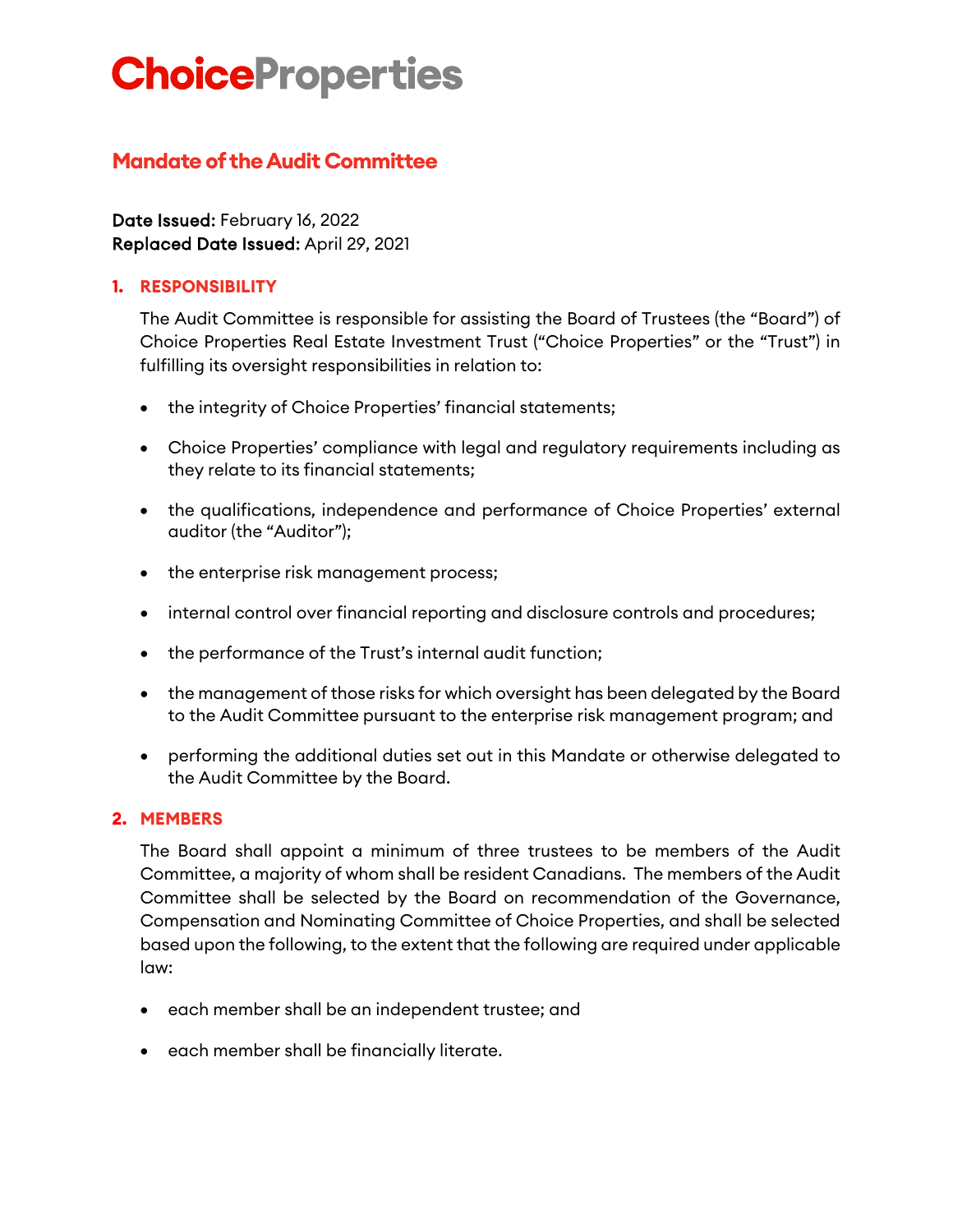# ChoiceProperties

## Mandate of the Audit Committee

**Date Issued:** February 16, 2022
**Replaced Date Issued:** April 29, 2021

### 1. RESPONSIBILITY

The Audit Committee is responsible for assisting the Board of Trustees (the "Board") of Choice Properties Real Estate Investment Trust ("Choice Properties" or the "Trust") in fulfilling its oversight responsibilities in relation to:

- the integrity of Choice Properties' financial statements;
- Choice Properties' compliance with legal and regulatory requirements including as they relate to its financial statements;
- the qualifications, independence and performance of Choice Properties' external auditor (the "Auditor");
- the enterprise risk management process;
- internal control over financial reporting and disclosure controls and procedures;
- the performance of the Trust's internal audit function;
- the management of those risks for which oversight has been delegated by the Board to the Audit Committee pursuant to the enterprise risk management program; and
- performing the additional duties set out in this Mandate or otherwise delegated to the Audit Committee by the Board.

### 2. MEMBERS

The Board shall appoint a minimum of three trustees to be members of the Audit Committee, a majority of whom shall be resident Canadians. The members of the Audit Committee shall be selected by the Board on recommendation of the Governance, Compensation and Nominating Committee of Choice Properties, and shall be selected based upon the following, to the extent that the following are required under applicable law:

- each member shall be an independent trustee; and
- each member shall be financially literate.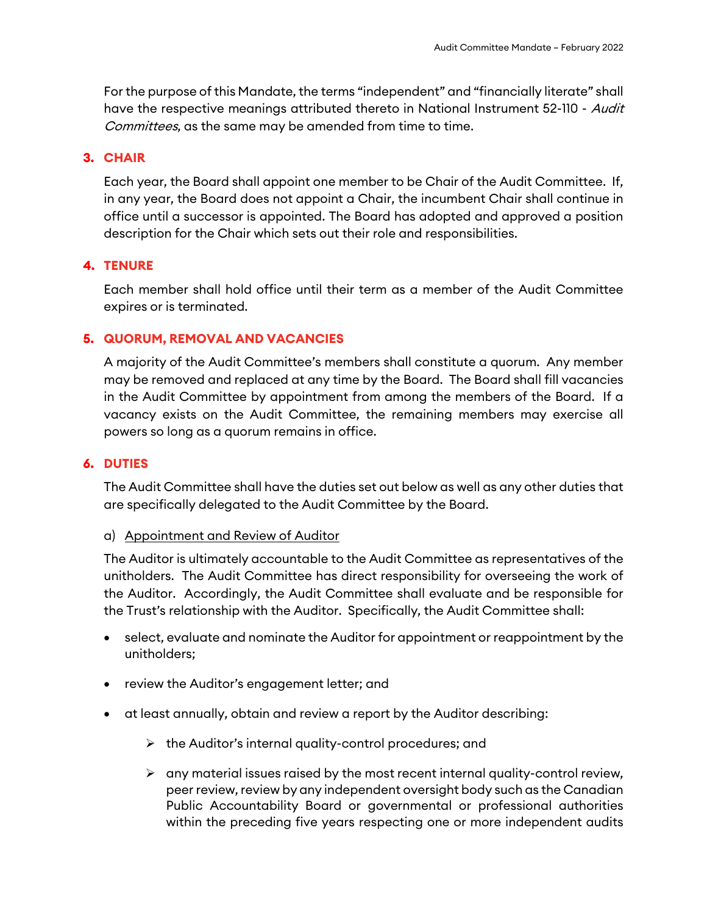For the purpose of this Mandate, the terms "independent" and "financially literate" shall have the respective meanings attributed thereto in National Instrument 52-110 - *Audit Committees*, as the same may be amended from time to time.

## 3. CHAIR

Each year, the Board shall appoint one member to be Chair of the Audit Committee. If, in any year, the Board does not appoint a Chair, the incumbent Chair shall continue in office until a successor is appointed. The Board has adopted and approved a position description for the Chair which sets out their role and responsibilities.

## 4. TENURE

Each member shall hold office until their term as a member of the Audit Committee expires or is terminated.

## 5. QUORUM, REMOVAL AND VACANCIES

A majority of the Audit Committee's members shall constitute a quorum. Any member may be removed and replaced at any time by the Board. The Board shall fill vacancies in the Audit Committee by appointment from among the members of the Board. If a vacancy exists on the Audit Committee, the remaining members may exercise all powers so long as a quorum remains in office.

## 6. DUTIES

The Audit Committee shall have the duties set out below as well as any other duties that are specifically delegated to the Audit Committee by the Board.

a) Appointment and Review of Auditor

The Auditor is ultimately accountable to the Audit Committee as representatives of the unitholders. The Audit Committee has direct responsibility for overseeing the work of the Auditor. Accordingly, the Audit Committee shall evaluate and be responsible for the Trust's relationship with the Auditor. Specifically, the Audit Committee shall:

- select, evaluate and nominate the Auditor for appointment or reappointment by the unitholders;
- review the Auditor's engagement letter; and
- at least annually, obtain and review a report by the Auditor describing:
  - the Auditor's internal quality-control procedures; and
  - any material issues raised by the most recent internal quality-control review, peer review, review by any independent oversight body such as the Canadian Public Accountability Board or governmental or professional authorities within the preceding five years respecting one or more independent audits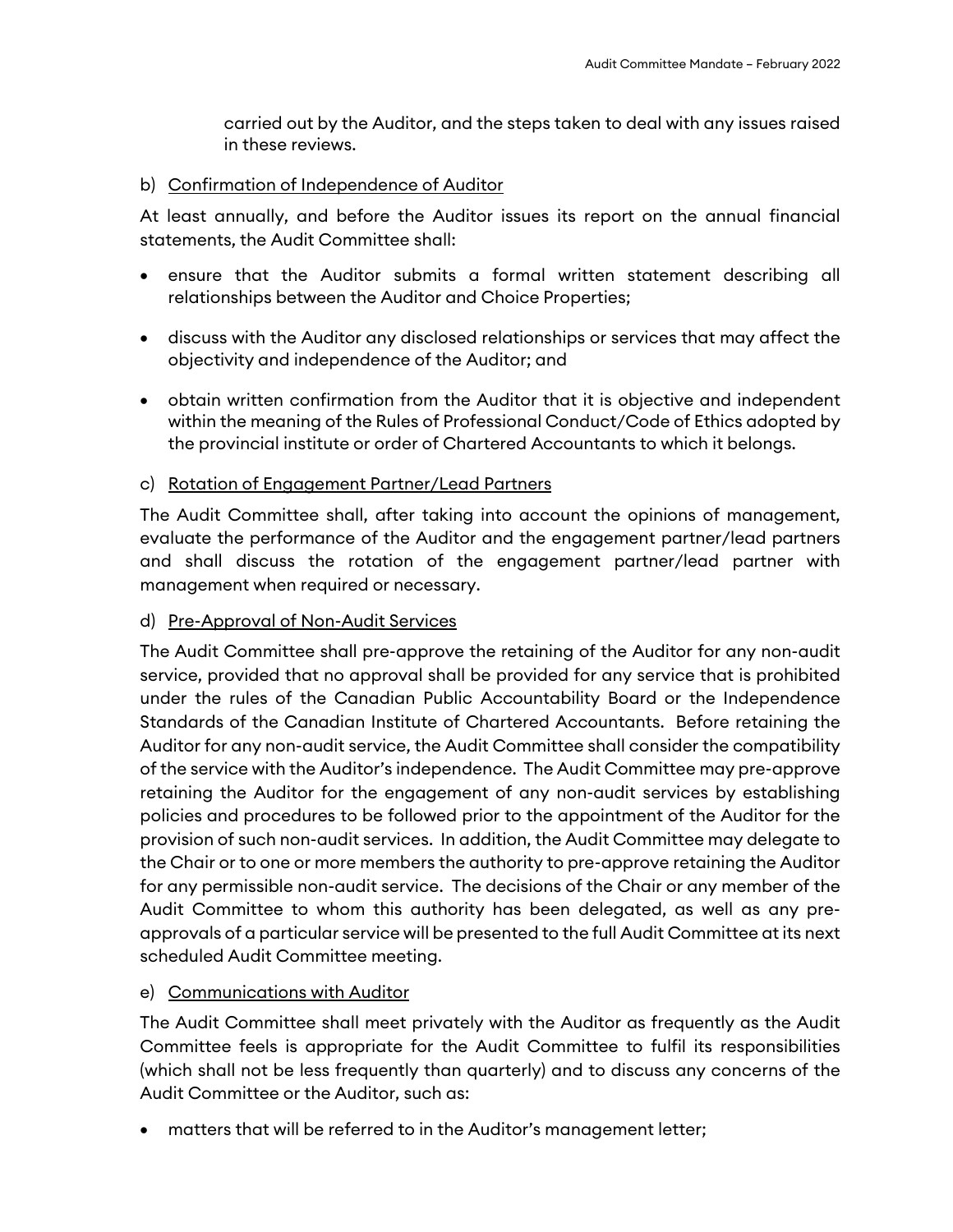carried out by the Auditor, and the steps taken to deal with any issues raised in these reviews.

b) Confirmation of Independence of Auditor

At least annually, and before the Auditor issues its report on the annual financial statements, the Audit Committee shall:

- ensure that the Auditor submits a formal written statement describing all relationships between the Auditor and Choice Properties;
- discuss with the Auditor any disclosed relationships or services that may affect the objectivity and independence of the Auditor; and
- obtain written confirmation from the Auditor that it is objective and independent within the meaning of the Rules of Professional Conduct/Code of Ethics adopted by the provincial institute or order of Chartered Accountants to which it belongs.

c) Rotation of Engagement Partner/Lead Partners

The Audit Committee shall, after taking into account the opinions of management, evaluate the performance of the Auditor and the engagement partner/lead partners and shall discuss the rotation of the engagement partner/lead partner with management when required or necessary.

d) Pre-Approval of Non-Audit Services

The Audit Committee shall pre-approve the retaining of the Auditor for any non-audit service, provided that no approval shall be provided for any service that is prohibited under the rules of the Canadian Public Accountability Board or the Independence Standards of the Canadian Institute of Chartered Accountants. Before retaining the Auditor for any non-audit service, the Audit Committee shall consider the compatibility of the service with the Auditor's independence. The Audit Committee may pre-approve retaining the Auditor for the engagement of any non-audit services by establishing policies and procedures to be followed prior to the appointment of the Auditor for the provision of such non-audit services. In addition, the Audit Committee may delegate to the Chair or to one or more members the authority to pre-approve retaining the Auditor for any permissible non-audit service. The decisions of the Chair or any member of the Audit Committee to whom this authority has been delegated, as well as any pre-approvals of a particular service will be presented to the full Audit Committee at its next scheduled Audit Committee meeting.

e) Communications with Auditor

The Audit Committee shall meet privately with the Auditor as frequently as the Audit Committee feels is appropriate for the Audit Committee to fulfil its responsibilities (which shall not be less frequently than quarterly) and to discuss any concerns of the Audit Committee or the Auditor, such as:

- matters that will be referred to in the Auditor's management letter;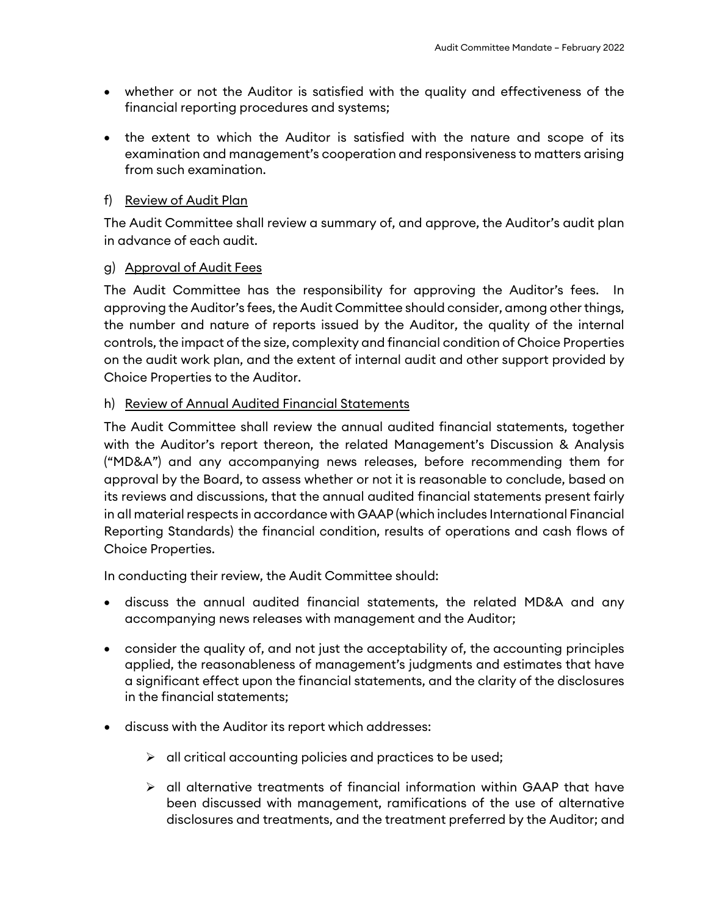- whether or not the Auditor is satisfied with the quality and effectiveness of the financial reporting procedures and systems;
- the extent to which the Auditor is satisfied with the nature and scope of its examination and management's cooperation and responsiveness to matters arising from such examination.

f) Review of Audit Plan

The Audit Committee shall review a summary of, and approve, the Auditor's audit plan in advance of each audit.

g) Approval of Audit Fees

The Audit Committee has the responsibility for approving the Auditor's fees. In approving the Auditor's fees, the Audit Committee should consider, among other things, the number and nature of reports issued by the Auditor, the quality of the internal controls, the impact of the size, complexity and financial condition of Choice Properties on the audit work plan, and the extent of internal audit and other support provided by Choice Properties to the Auditor.

h) Review of Annual Audited Financial Statements

The Audit Committee shall review the annual audited financial statements, together with the Auditor's report thereon, the related Management's Discussion & Analysis ("MD&A") and any accompanying news releases, before recommending them for approval by the Board, to assess whether or not it is reasonable to conclude, based on its reviews and discussions, that the annual audited financial statements present fairly in all material respects in accordance with GAAP (which includes International Financial Reporting Standards) the financial condition, results of operations and cash flows of Choice Properties.

In conducting their review, the Audit Committee should:

- discuss the annual audited financial statements, the related MD&A and any accompanying news releases with management and the Auditor;
- consider the quality of, and not just the acceptability of, the accounting principles applied, the reasonableness of management's judgments and estimates that have a significant effect upon the financial statements, and the clarity of the disclosures in the financial statements;
- discuss with the Auditor its report which addresses:
  - all critical accounting policies and practices to be used;
  - all alternative treatments of financial information within GAAP that have been discussed with management, ramifications of the use of alternative disclosures and treatments, and the treatment preferred by the Auditor; and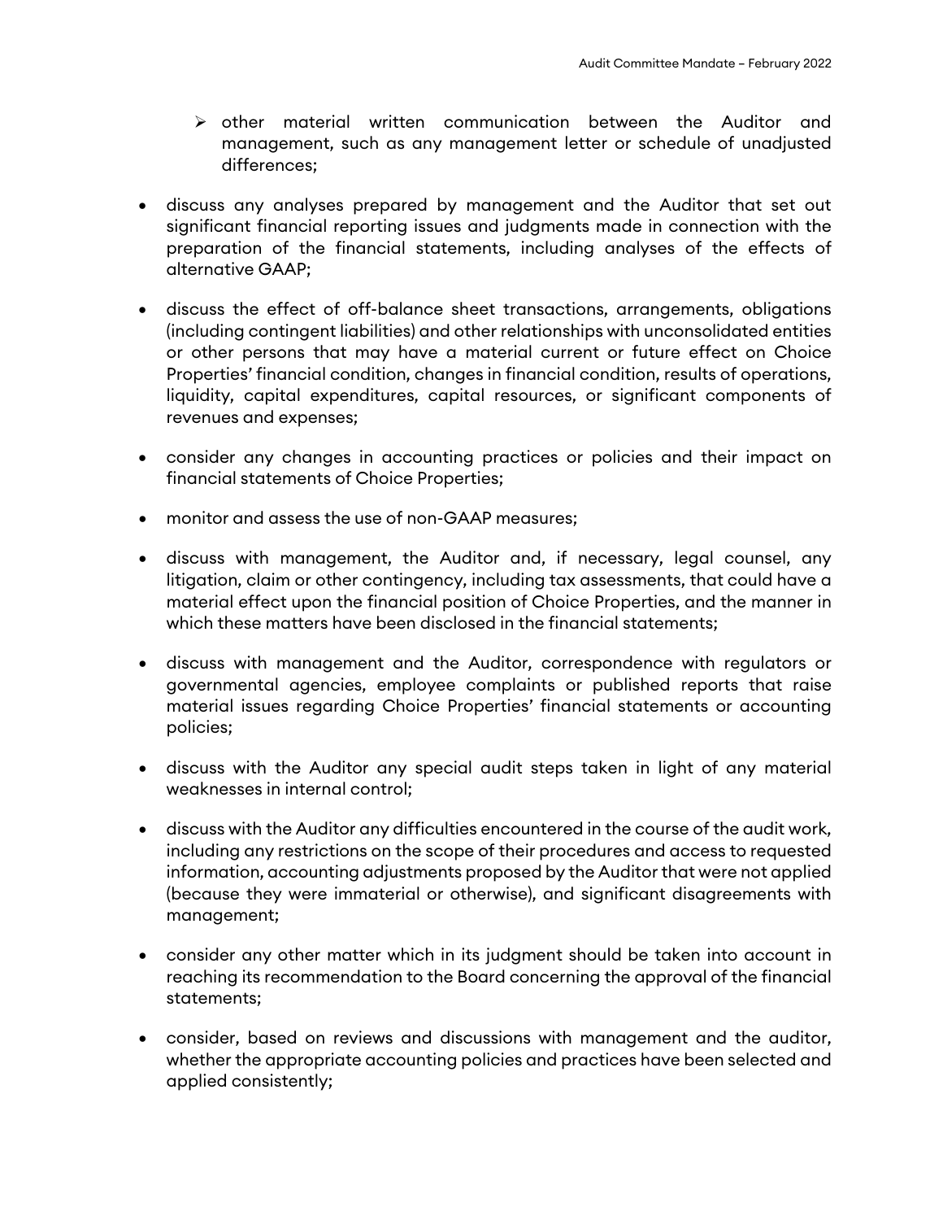- other material written communication between the Auditor and management, such as any management letter or schedule of unadjusted differences;

- discuss any analyses prepared by management and the Auditor that set out significant financial reporting issues and judgments made in connection with the preparation of the financial statements, including analyses of the effects of alternative GAAP;

- discuss the effect of off-balance sheet transactions, arrangements, obligations (including contingent liabilities) and other relationships with unconsolidated entities or other persons that may have a material current or future effect on Choice Properties' financial condition, changes in financial condition, results of operations, liquidity, capital expenditures, capital resources, or significant components of revenues and expenses;

- consider any changes in accounting practices or policies and their impact on financial statements of Choice Properties;

- monitor and assess the use of non-GAAP measures;

- discuss with management, the Auditor and, if necessary, legal counsel, any litigation, claim or other contingency, including tax assessments, that could have a material effect upon the financial position of Choice Properties, and the manner in which these matters have been disclosed in the financial statements;

- discuss with management and the Auditor, correspondence with regulators or governmental agencies, employee complaints or published reports that raise material issues regarding Choice Properties' financial statements or accounting policies;

- discuss with the Auditor any special audit steps taken in light of any material weaknesses in internal control;

- discuss with the Auditor any difficulties encountered in the course of the audit work, including any restrictions on the scope of their procedures and access to requested information, accounting adjustments proposed by the Auditor that were not applied (because they were immaterial or otherwise), and significant disagreements with management;

- consider any other matter which in its judgment should be taken into account in reaching its recommendation to the Board concerning the approval of the financial statements;

- consider, based on reviews and discussions with management and the auditor, whether the appropriate accounting policies and practices have been selected and applied consistently;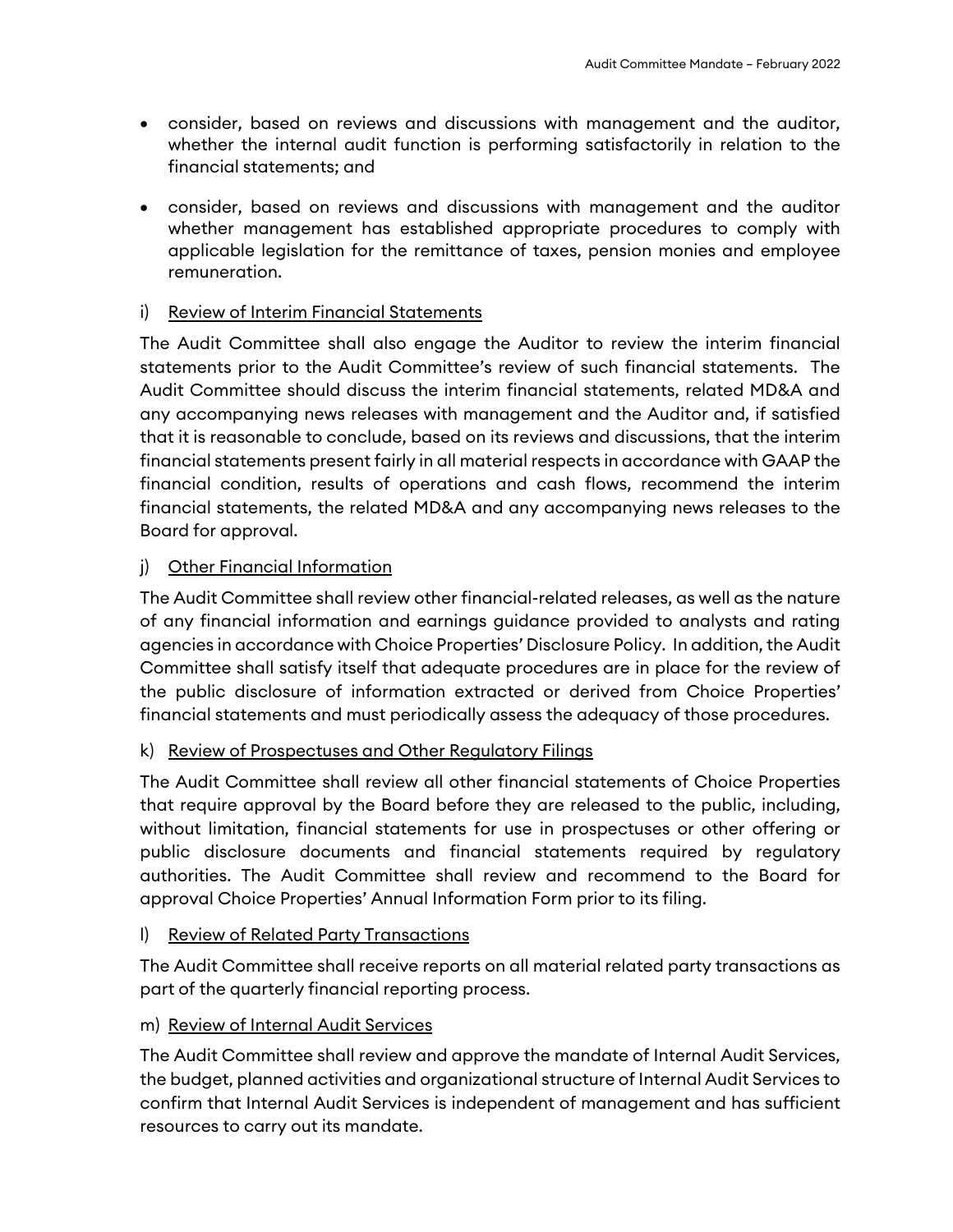- consider, based on reviews and discussions with management and the auditor, whether the internal audit function is performing satisfactorily in relation to the financial statements; and
- consider, based on reviews and discussions with management and the auditor whether management has established appropriate procedures to comply with applicable legislation for the remittance of taxes, pension monies and employee remuneration.

i) Review of Interim Financial Statements

The Audit Committee shall also engage the Auditor to review the interim financial statements prior to the Audit Committee's review of such financial statements. The Audit Committee should discuss the interim financial statements, related MD&A and any accompanying news releases with management and the Auditor and, if satisfied that it is reasonable to conclude, based on its reviews and discussions, that the interim financial statements present fairly in all material respects in accordance with GAAP the financial condition, results of operations and cash flows, recommend the interim financial statements, the related MD&A and any accompanying news releases to the Board for approval.

j) Other Financial Information

The Audit Committee shall review other financial-related releases, as well as the nature of any financial information and earnings guidance provided to analysts and rating agencies in accordance with Choice Properties' Disclosure Policy. In addition, the Audit Committee shall satisfy itself that adequate procedures are in place for the review of the public disclosure of information extracted or derived from Choice Properties' financial statements and must periodically assess the adequacy of those procedures.

k) Review of Prospectuses and Other Regulatory Filings

The Audit Committee shall review all other financial statements of Choice Properties that require approval by the Board before they are released to the public, including, without limitation, financial statements for use in prospectuses or other offering or public disclosure documents and financial statements required by regulatory authorities. The Audit Committee shall review and recommend to the Board for approval Choice Properties' Annual Information Form prior to its filing.

l) Review of Related Party Transactions

The Audit Committee shall receive reports on all material related party transactions as part of the quarterly financial reporting process.

m) Review of Internal Audit Services

The Audit Committee shall review and approve the mandate of Internal Audit Services, the budget, planned activities and organizational structure of Internal Audit Services to confirm that Internal Audit Services is independent of management and has sufficient resources to carry out its mandate.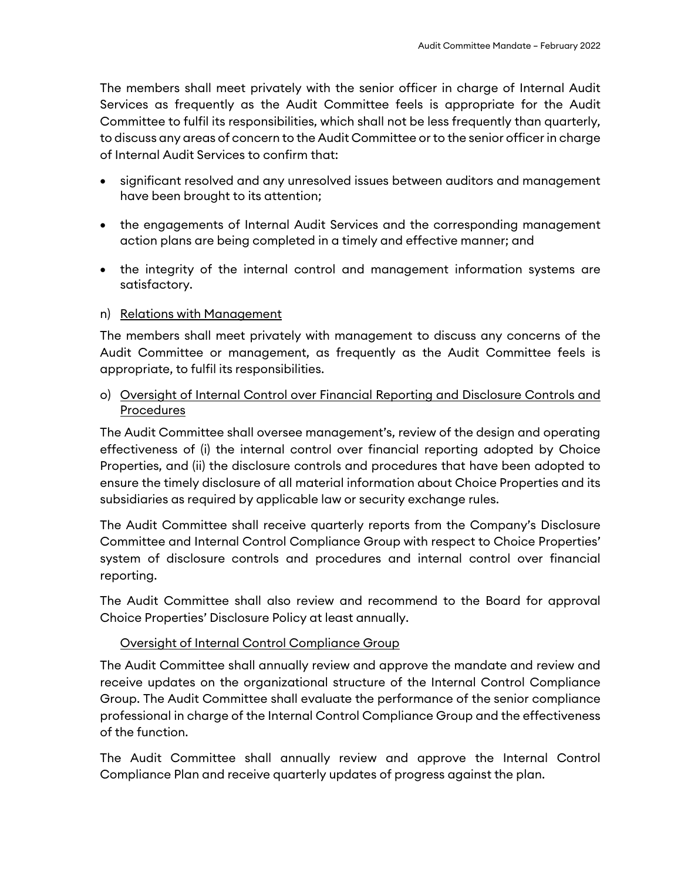The members shall meet privately with the senior officer in charge of Internal Audit Services as frequently as the Audit Committee feels is appropriate for the Audit Committee to fulfil its responsibilities, which shall not be less frequently than quarterly, to discuss any areas of concern to the Audit Committee or to the senior officer in charge of Internal Audit Services to confirm that:

- significant resolved and any unresolved issues between auditors and management have been brought to its attention;
- the engagements of Internal Audit Services and the corresponding management action plans are being completed in a timely and effective manner; and
- the integrity of the internal control and management information systems are satisfactory.

n) <u>Relations with Management</u>

The members shall meet privately with management to discuss any concerns of the Audit Committee or management, as frequently as the Audit Committee feels is appropriate, to fulfil its responsibilities.

o) <u>Oversight of Internal Control over Financial Reporting and Disclosure Controls and Procedures</u>

The Audit Committee shall oversee management's, review of the design and operating effectiveness of (i) the internal control over financial reporting adopted by Choice Properties, and (ii) the disclosure controls and procedures that have been adopted to ensure the timely disclosure of all material information about Choice Properties and its subsidiaries as required by applicable law or security exchange rules.

The Audit Committee shall receive quarterly reports from the Company's Disclosure Committee and Internal Control Compliance Group with respect to Choice Properties' system of disclosure controls and procedures and internal control over financial reporting.

The Audit Committee shall also review and recommend to the Board for approval Choice Properties' Disclosure Policy at least annually.

<u>Oversight of Internal Control Compliance Group</u>

The Audit Committee shall annually review and approve the mandate and review and receive updates on the organizational structure of the Internal Control Compliance Group. The Audit Committee shall evaluate the performance of the senior compliance professional in charge of the Internal Control Compliance Group and the effectiveness of the function.

The Audit Committee shall annually review and approve the Internal Control Compliance Plan and receive quarterly updates of progress against the plan.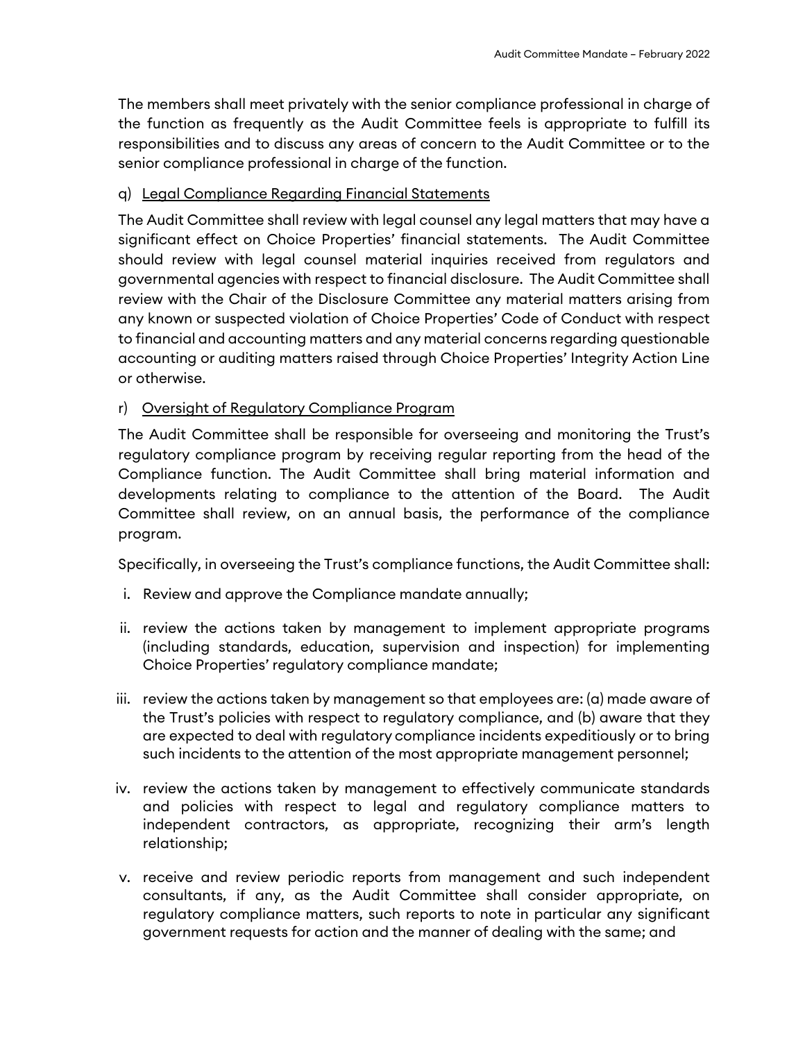The members shall meet privately with the senior compliance professional in charge of the function as frequently as the Audit Committee feels is appropriate to fulfill its responsibilities and to discuss any areas of concern to the Audit Committee or to the senior compliance professional in charge of the function.

q) <u>Legal Compliance Regarding Financial Statements</u>

The Audit Committee shall review with legal counsel any legal matters that may have a significant effect on Choice Properties' financial statements. The Audit Committee should review with legal counsel material inquiries received from regulators and governmental agencies with respect to financial disclosure. The Audit Committee shall review with the Chair of the Disclosure Committee any material matters arising from any known or suspected violation of Choice Properties' Code of Conduct with respect to financial and accounting matters and any material concerns regarding questionable accounting or auditing matters raised through Choice Properties' Integrity Action Line or otherwise.

r) <u>Oversight of Regulatory Compliance Program</u>

The Audit Committee shall be responsible for overseeing and monitoring the Trust's regulatory compliance program by receiving regular reporting from the head of the Compliance function. The Audit Committee shall bring material information and developments relating to compliance to the attention of the Board. The Audit Committee shall review, on an annual basis, the performance of the compliance program.

Specifically, in overseeing the Trust's compliance functions, the Audit Committee shall:

i. Review and approve the Compliance mandate annually;

ii. review the actions taken by management to implement appropriate programs (including standards, education, supervision and inspection) for implementing Choice Properties' regulatory compliance mandate;

iii. review the actions taken by management so that employees are: (a) made aware of the Trust's policies with respect to regulatory compliance, and (b) aware that they are expected to deal with regulatory compliance incidents expeditiously or to bring such incidents to the attention of the most appropriate management personnel;

iv. review the actions taken by management to effectively communicate standards and policies with respect to legal and regulatory compliance matters to independent contractors, as appropriate, recognizing their arm's length relationship;

v. receive and review periodic reports from management and such independent consultants, if any, as the Audit Committee shall consider appropriate, on regulatory compliance matters, such reports to note in particular any significant government requests for action and the manner of dealing with the same; and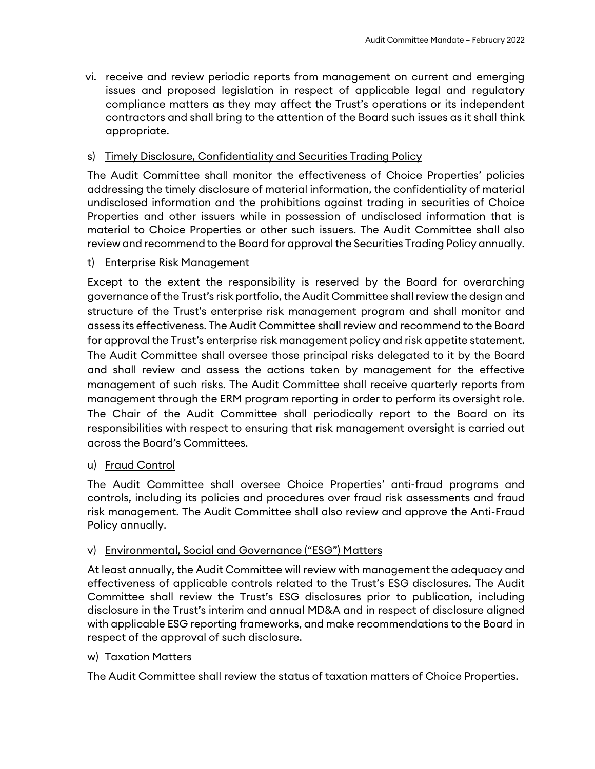vi. receive and review periodic reports from management on current and emerging issues and proposed legislation in respect of applicable legal and regulatory compliance matters as they may affect the Trust's operations or its independent contractors and shall bring to the attention of the Board such issues as it shall think appropriate.

s) Timely Disclosure, Confidentiality and Securities Trading Policy

The Audit Committee shall monitor the effectiveness of Choice Properties' policies addressing the timely disclosure of material information, the confidentiality of material undisclosed information and the prohibitions against trading in securities of Choice Properties and other issuers while in possession of undisclosed information that is material to Choice Properties or other such issuers. The Audit Committee shall also review and recommend to the Board for approval the Securities Trading Policy annually.

t) Enterprise Risk Management

Except to the extent the responsibility is reserved by the Board for overarching governance of the Trust's risk portfolio, the Audit Committee shall review the design and structure of the Trust's enterprise risk management program and shall monitor and assess its effectiveness. The Audit Committee shall review and recommend to the Board for approval the Trust's enterprise risk management policy and risk appetite statement. The Audit Committee shall oversee those principal risks delegated to it by the Board and shall review and assess the actions taken by management for the effective management of such risks. The Audit Committee shall receive quarterly reports from management through the ERM program reporting in order to perform its oversight role. The Chair of the Audit Committee shall periodically report to the Board on its responsibilities with respect to ensuring that risk management oversight is carried out across the Board's Committees.

u) Fraud Control

The Audit Committee shall oversee Choice Properties' anti-fraud programs and controls, including its policies and procedures over fraud risk assessments and fraud risk management. The Audit Committee shall also review and approve the Anti-Fraud Policy annually.

v) Environmental, Social and Governance ("ESG") Matters

At least annually, the Audit Committee will review with management the adequacy and effectiveness of applicable controls related to the Trust's ESG disclosures. The Audit Committee shall review the Trust's ESG disclosures prior to publication, including disclosure in the Trust's interim and annual MD&A and in respect of disclosure aligned with applicable ESG reporting frameworks, and make recommendations to the Board in respect of the approval of such disclosure.

w) Taxation Matters

The Audit Committee shall review the status of taxation matters of Choice Properties.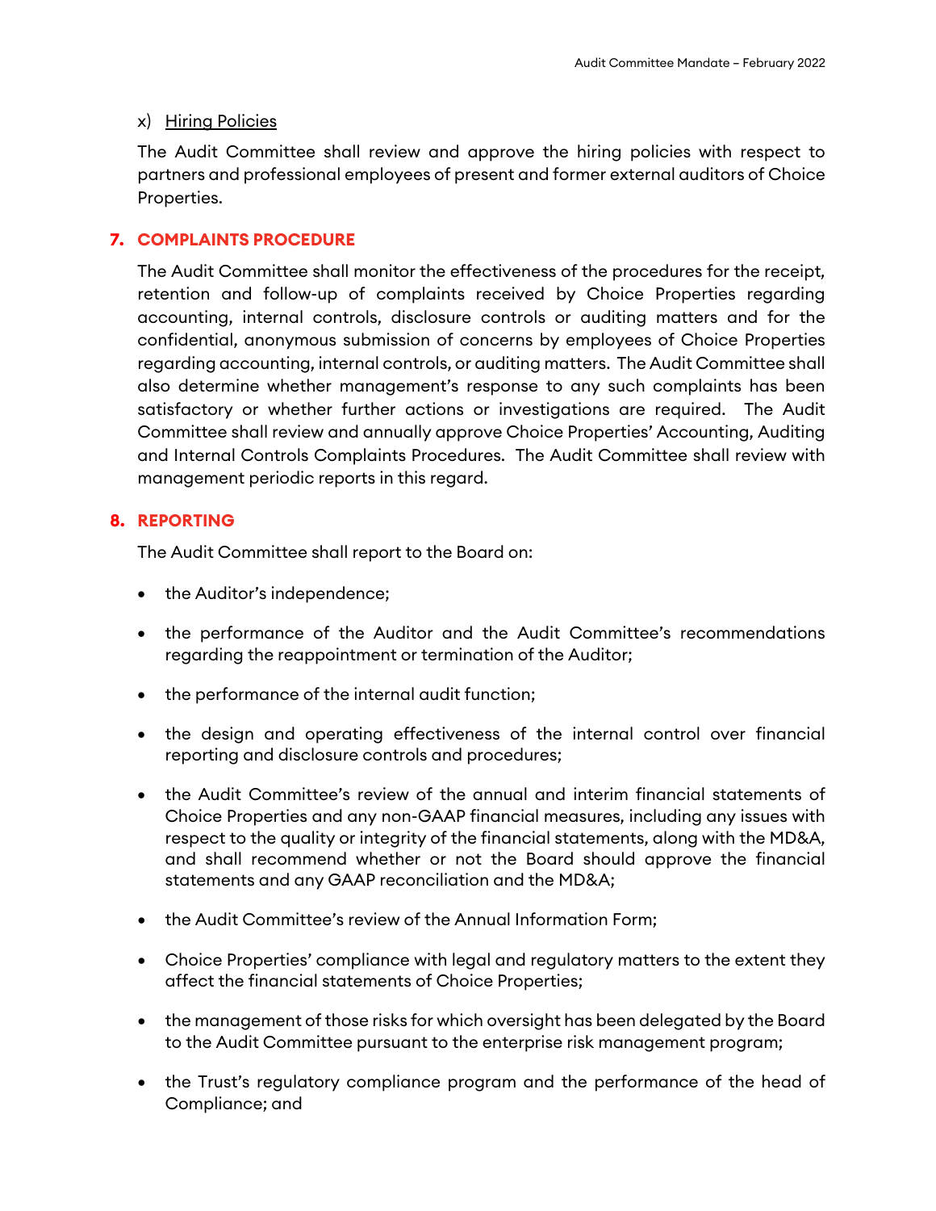x) Hiring Policies

The Audit Committee shall review and approve the hiring policies with respect to partners and professional employees of present and former external auditors of Choice Properties.

## 7. COMPLAINTS PROCEDURE

The Audit Committee shall monitor the effectiveness of the procedures for the receipt, retention and follow-up of complaints received by Choice Properties regarding accounting, internal controls, disclosure controls or auditing matters and for the confidential, anonymous submission of concerns by employees of Choice Properties regarding accounting, internal controls, or auditing matters. The Audit Committee shall also determine whether management's response to any such complaints has been satisfactory or whether further actions or investigations are required. The Audit Committee shall review and annually approve Choice Properties' Accounting, Auditing and Internal Controls Complaints Procedures. The Audit Committee shall review with management periodic reports in this regard.

## 8. REPORTING

The Audit Committee shall report to the Board on:

- the Auditor's independence;
- the performance of the Auditor and the Audit Committee's recommendations regarding the reappointment or termination of the Auditor;
- the performance of the internal audit function;
- the design and operating effectiveness of the internal control over financial reporting and disclosure controls and procedures;
- the Audit Committee's review of the annual and interim financial statements of Choice Properties and any non-GAAP financial measures, including any issues with respect to the quality or integrity of the financial statements, along with the MD&A, and shall recommend whether or not the Board should approve the financial statements and any GAAP reconciliation and the MD&A;
- the Audit Committee's review of the Annual Information Form;
- Choice Properties' compliance with legal and regulatory matters to the extent they affect the financial statements of Choice Properties;
- the management of those risks for which oversight has been delegated by the Board to the Audit Committee pursuant to the enterprise risk management program;
- the Trust's regulatory compliance program and the performance of the head of Compliance; and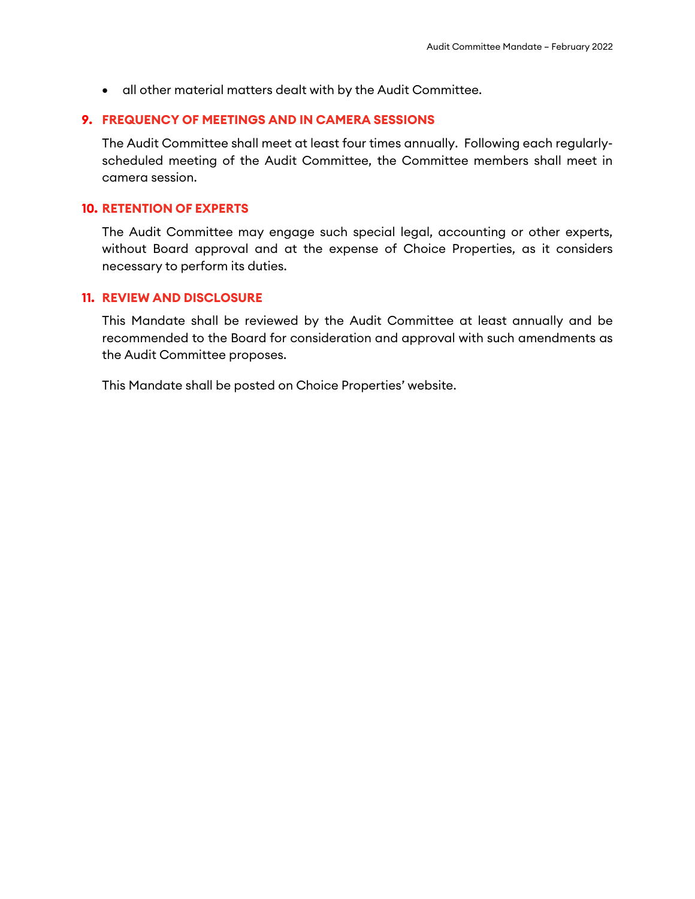- all other material matters dealt with by the Audit Committee.

## 9. FREQUENCY OF MEETINGS AND IN CAMERA SESSIONS

The Audit Committee shall meet at least four times annually. Following each regularly-scheduled meeting of the Audit Committee, the Committee members shall meet in camera session.

## 10. RETENTION OF EXPERTS

The Audit Committee may engage such special legal, accounting or other experts, without Board approval and at the expense of Choice Properties, as it considers necessary to perform its duties.

## 11. REVIEW AND DISCLOSURE

This Mandate shall be reviewed by the Audit Committee at least annually and be recommended to the Board for consideration and approval with such amendments as the Audit Committee proposes.

This Mandate shall be posted on Choice Properties' website.